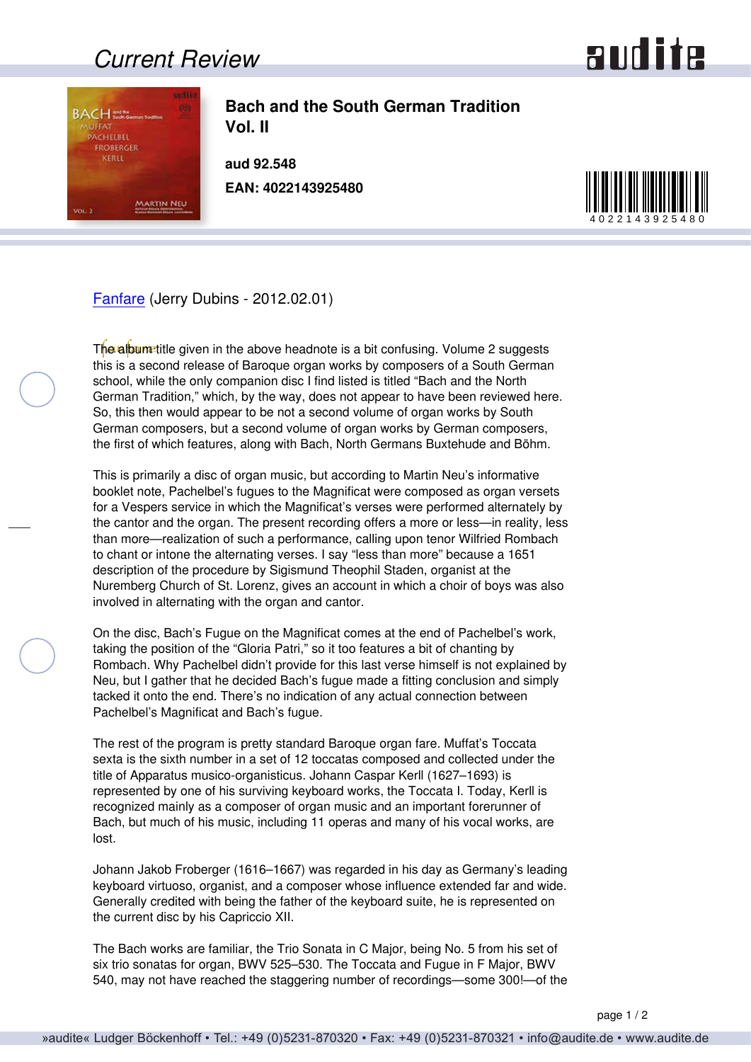# Current Review

## Bach and the South German Tradition Vol. II

**aud 92.548**

**EAN: 4022143925480**

Fanfare (Jerry Dubins - 2012.02.01)

The album title given in the above headnote is a bit confusing. Volume 2 suggests this is a second release of Baroque organ works by composers of a South German school, while the only companion disc I find listed is titled "Bach and the North German Tradition," which, by the way, does not appear to have been reviewed here. So, this then would appear to be not a second volume of organ works by South German composers, but a second volume of organ works by German composers, the first of which features, along with Bach, North Germans Buxtehude and Böhm.

This is primarily a disc of organ music, but according to Martin Neu's informative booklet note, Pachelbel's fugues to the Magnificat were composed as organ versets for a Vespers service in which the Magnificat's verses were performed alternately by the cantor and the organ. The present recording offers a more or less—in reality, less than more—realization of such a performance, calling upon tenor Wilfried Rombach to chant or intone the alternating verses. I say "less than more" because a 1651 description of the procedure by Sigismund Theophil Staden, organist at the Nuremberg Church of St. Lorenz, gives an account in which a choir of boys was also involved in alternating with the organ and cantor.

On the disc, Bach's Fugue on the Magnificat comes at the end of Pachelbel's work, taking the position of the "Gloria Patri," so it too features a bit of chanting by Rombach. Why Pachelbel didn't provide for this last verse himself is not explained by Neu, but I gather that he decided Bach's fugue made a fitting conclusion and simply tacked it onto the end. There's no indication of any actual connection between Pachelbel's Magnificat and Bach's fugue.

The rest of the program is pretty standard Baroque organ fare. Muffat's Toccata sexta is the sixth number in a set of 12 toccatas composed and collected under the title of Apparatus musico-organisticus. Johann Caspar Kerll (1627–1693) is represented by one of his surviving keyboard works, the Toccata I. Today, Kerll is recognized mainly as a composer of organ music and an important forerunner of Bach, but much of his music, including 11 operas and many of his vocal works, are lost.

Johann Jakob Froberger (1616–1667) was regarded in his day as Germany's leading keyboard virtuoso, organist, and a composer whose influence extended far and wide. Generally credited with being the father of the keyboard suite, he is represented on the current disc by his Capriccio XII.

The Bach works are familiar, the Trio Sonata in C Major, being No. 5 from his set of six trio sonatas for organ, BWV 525–530. The Toccata and Fugue in F Major, BWV 540, may not have reached the staggering number of recordings—some 300!—of the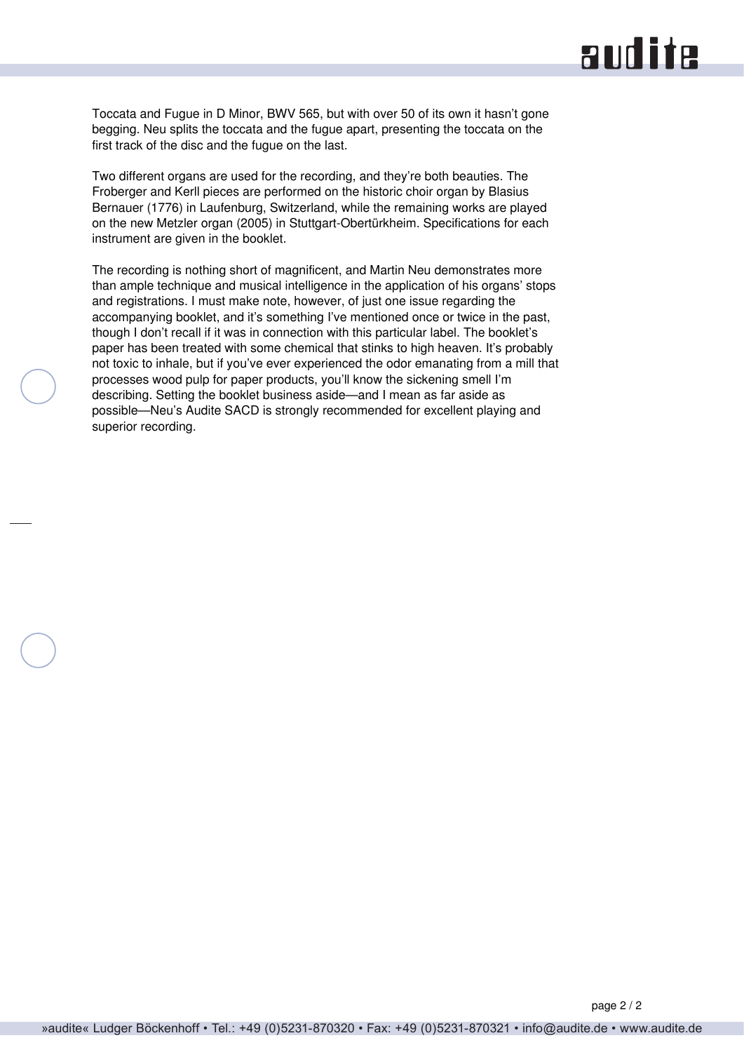Toccata and Fugue in D Minor, BWV 565, but with over 50 of its own it hasn't gone begging. Neu splits the toccata and the fugue apart, presenting the toccata on the first track of the disc and the fugue on the last.

Two different organs are used for the recording, and they're both beauties. The Froberger and Kerll pieces are performed on the historic choir organ by Blasius Bernauer (1776) in Laufenburg, Switzerland, while the remaining works are played on the new Metzler organ (2005) in Stuttgart-Obertürkheim. Specifications for each instrument are given in the booklet.

The recording is nothing short of magnificent, and Martin Neu demonstrates more than ample technique and musical intelligence in the application of his organs' stops and registrations. I must make note, however, of just one issue regarding the accompanying booklet, and it's something I've mentioned once or twice in the past, though I don't recall if it was in connection with this particular label. The booklet's paper has been treated with some chemical that stinks to high heaven. It's probably not toxic to inhale, but if you've ever experienced the odor emanating from a mill that processes wood pulp for paper products, you'll know the sickening smell I'm describing. Setting the booklet business aside—and I mean as far aside as possible—Neu's Audite SACD is strongly recommended for excellent playing and superior recording.